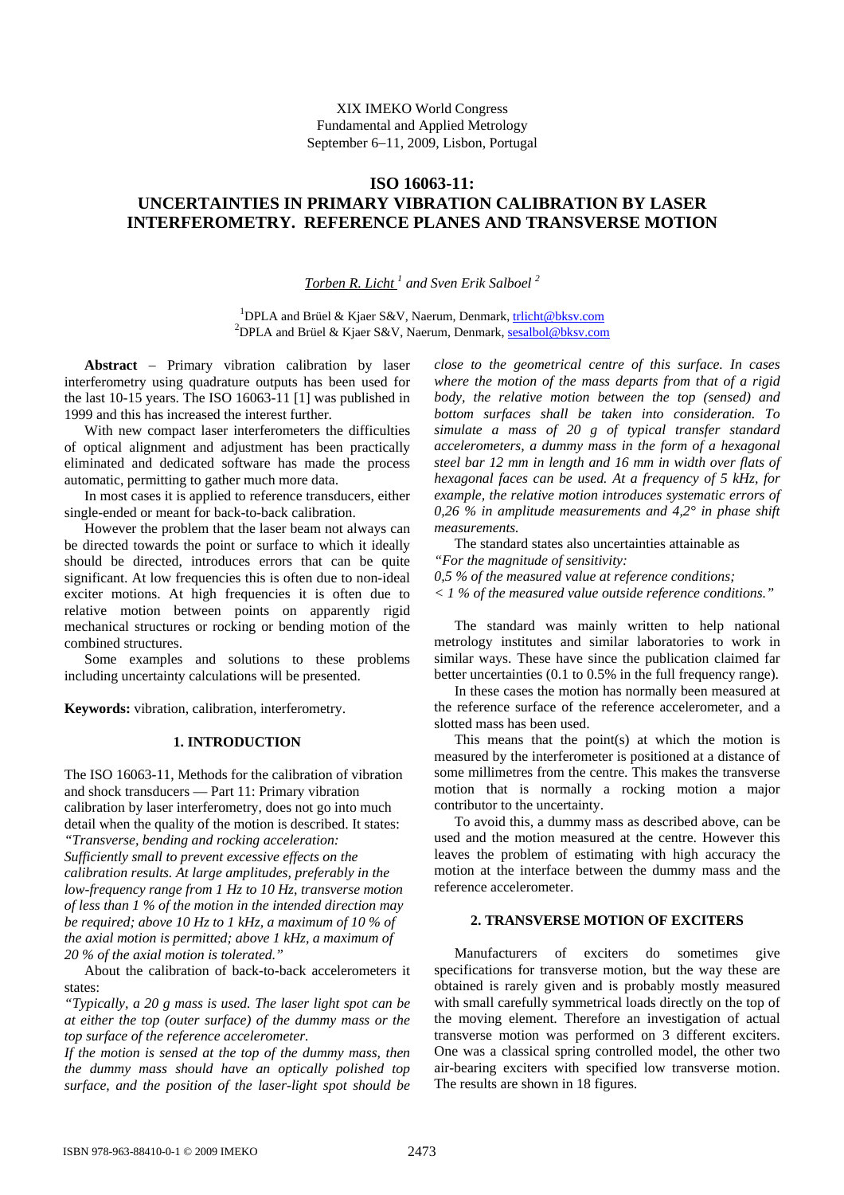XIX IMEKO World Congress
Fundamental and Applied Metrology
September 6–11, 2009, Lisbon, Portugal

# ISO 16063-11: UNCERTAINTIES IN PRIMARY VIBRATION CALIBRATION BY LASER INTERFEROMETRY. REFERENCE PLANES AND TRANSVERSE MOTION

*Torben R. Licht* [1] *and Sven Erik Salboel* [2]

[1]DPLA and Brüel & Kjaer S&V, Naerum, Denmark, trlicht@bksv.com
[2]DPLA and Brüel & Kjaer S&V, Naerum, Denmark, sesalbol@bksv.com

**Abstract** – Primary vibration calibration by laser interferometry using quadrature outputs has been used for the last 10-15 years. The ISO 16063-11 [1] was published in 1999 and this has increased the interest further.

With new compact laser interferometers the difficulties of optical alignment and adjustment has been practically eliminated and dedicated software has made the process automatic, permitting to gather much more data.

In most cases it is applied to reference transducers, either single-ended or meant for back-to-back calibration.

However the problem that the laser beam not always can be directed towards the point or surface to which it ideally should be directed, introduces errors that can be quite significant. At low frequencies this is often due to non-ideal exciter motions. At high frequencies it is often due to relative motion between points on apparently rigid mechanical structures or rocking or bending motion of the combined structures.

Some examples and solutions to these problems including uncertainty calculations will be presented.

**Keywords:** vibration, calibration, interferometry.

## 1. INTRODUCTION

The ISO 16063-11, Methods for the calibration of vibration and shock transducers — Part 11: Primary vibration calibration by laser interferometry, does not go into much detail when the quality of the motion is described. It states:
*"Transverse, bending and rocking acceleration: Sufficiently small to prevent excessive effects on the calibration results. At large amplitudes, preferably in the low-frequency range from 1 Hz to 10 Hz, transverse motion of less than 1 % of the motion in the intended direction may be required; above 10 Hz to 1 kHz, a maximum of 10 % of the axial motion is permitted; above 1 kHz, a maximum of 20 % of the axial motion is tolerated."*

About the calibration of back-to-back accelerometers it states:
*"Typically, a 20 g mass is used. The laser light spot can be at either the top (outer surface) of the dummy mass or the top surface of the reference accelerometer.*
*If the motion is sensed at the top of the dummy mass, then the dummy mass should have an optically polished top surface, and the position of the laser-light spot should be close to the geometrical centre of this surface. In cases where the motion of the mass departs from that of a rigid body, the relative motion between the top (sensed) and bottom surfaces shall be taken into consideration. To simulate a mass of 20 g of typical transfer standard accelerometers, a dummy mass in the form of a hexagonal steel bar 12 mm in length and 16 mm in width over flats of hexagonal faces can be used. At a frequency of 5 kHz, for example, the relative motion introduces systematic errors of 0,26 % in amplitude measurements and 4,2° in phase shift measurements.*

The standard states also uncertainties attainable as
*"For the magnitude of sensitivity:*
*0,5 % of the measured value at reference conditions;*
*< 1 % of the measured value outside reference conditions."*

The standard was mainly written to help national metrology institutes and similar laboratories to work in similar ways. These have since the publication claimed far better uncertainties (0.1 to 0.5% in the full frequency range).

In these cases the motion has normally been measured at the reference surface of the reference accelerometer, and a slotted mass has been used.

This means that the point(s) at which the motion is measured by the interferometer is positioned at a distance of some millimetres from the centre. This makes the transverse motion that is normally a rocking motion a major contributor to the uncertainty.

To avoid this, a dummy mass as described above, can be used and the motion measured at the centre. However this leaves the problem of estimating with high accuracy the motion at the interface between the dummy mass and the reference accelerometer.

## 2. TRANSVERSE MOTION OF EXCITERS

Manufacturers of exciters do sometimes give specifications for transverse motion, but the way these are obtained is rarely given and is probably mostly measured with small carefully symmetrical loads directly on the top of the moving element. Therefore an investigation of actual transverse motion was performed on 3 different exciters. One was a classical spring controlled model, the other two air-bearing exciters with specified low transverse motion. The results are shown in 18 figures.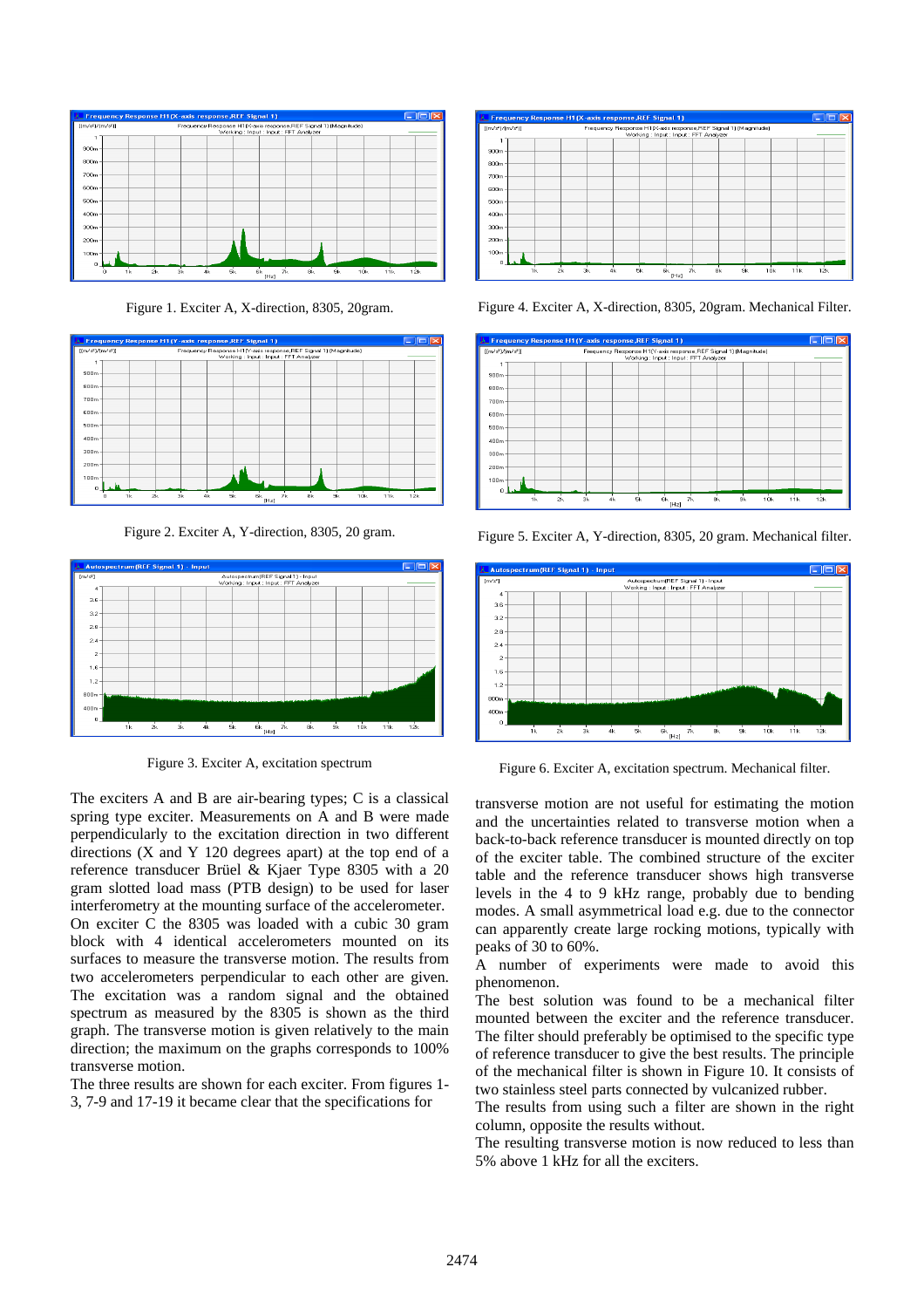Figure 1. Exciter A, X-direction, 8305, 20gram.

Figure 2. Exciter A, Y-direction, 8305, 20 gram.

Figure 3. Exciter A, excitation spectrum

Figure 4. Exciter A, X-direction, 8305, 20gram. Mechanical Filter.

Figure 5. Exciter A, Y-direction, 8305, 20 gram. Mechanical filter.

Figure 6. Exciter A, excitation spectrum. Mechanical filter.

The exciters A and B are air-bearing types; C is a classical spring type exciter. Measurements on A and B were made perpendicularly to the excitation direction in two different directions (X and Y 120 degrees apart) at the top end of a reference transducer Brüel & Kjaer Type 8305 with a 20 gram slotted load mass (PTB design) to be used for laser interferometry at the mounting surface of the accelerometer. On exciter C the 8305 was loaded with a cubic 30 gram block with 4 identical accelerometers mounted on its surfaces to measure the transverse motion. The results from two accelerometers perpendicular to each other are given. The excitation was a random signal and the obtained spectrum as measured by the 8305 is shown as the third graph. The transverse motion is given relatively to the main direction; the maximum on the graphs corresponds to 100% transverse motion.

The three results are shown for each exciter. From figures 1-3, 7-9 and 17-19 it became clear that the specifications for transverse motion are not useful for estimating the motion and the uncertainties related to transverse motion when a back-to-back reference transducer is mounted directly on top of the exciter table. The combined structure of the exciter table and the reference transducer shows high transverse levels in the 4 to 9 kHz range, probably due to bending modes. A small asymmetrical load e.g. due to the connector can apparently create large rocking motions, typically with peaks of 30 to 60%.

A number of experiments were made to avoid this phenomenon.

The best solution was found to be a mechanical filter mounted between the exciter and the reference transducer. The filter should preferably be optimised to the specific type of reference transducer to give the best results. The principle of the mechanical filter is shown in Figure 10. It consists of two stainless steel parts connected by vulcanized rubber.

The results from using such a filter are shown in the right column, opposite the results without.

The resulting transverse motion is now reduced to less than 5% above 1 kHz for all the exciters.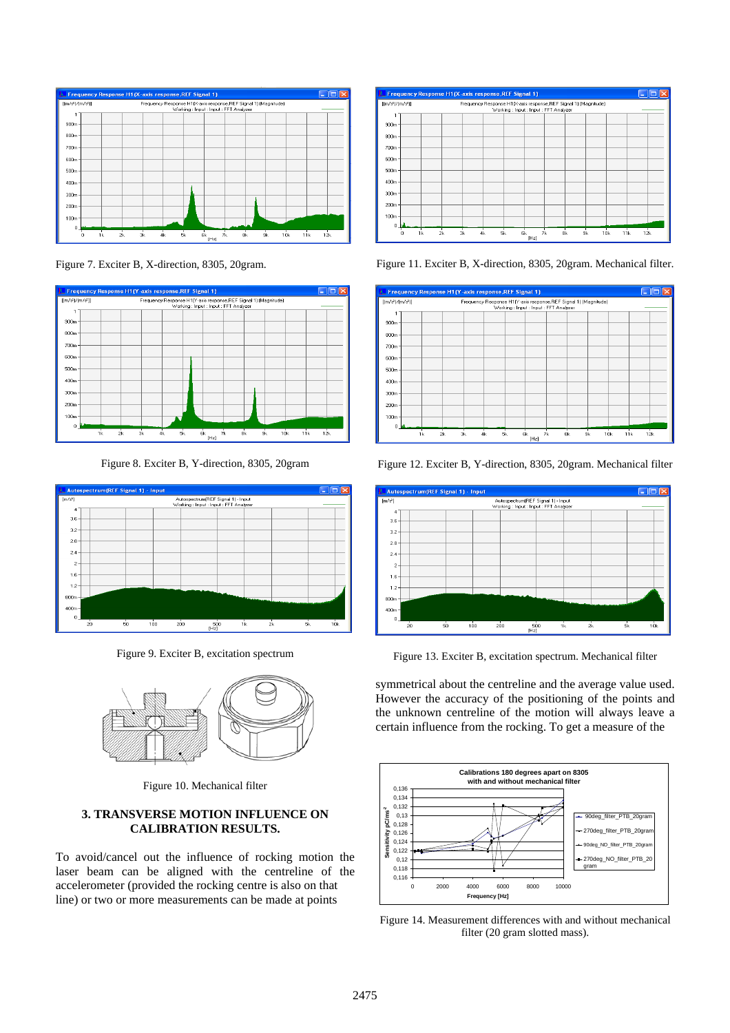Figure 7. Exciter B, X-direction, 8305, 20gram.

Figure 11. Exciter B, X-direction, 8305, 20gram. Mechanical filter.

Figure 8. Exciter B, Y-direction, 8305, 20gram

Figure 12. Exciter B, Y-direction, 8305, 20gram. Mechanical filter

Figure 9. Exciter B, excitation spectrum

Figure 13. Exciter B, excitation spectrum. Mechanical filter

Figure 10. Mechanical filter

## 3. TRANSVERSE MOTION INFLUENCE ON CALIBRATION RESULTS.

To avoid/cancel out the influence of rocking motion the laser beam can be aligned with the centreline of the accelerometer (provided the rocking centre is also on that line) or two or more measurements can be made at points symmetrical about the centreline and the average value used. However the accuracy of the positioning of the points and the unknown centreline of the motion will always leave a certain influence from the rocking. To get a measure of the

Figure 14. Measurement differences with and without mechanical filter (20 gram slotted mass).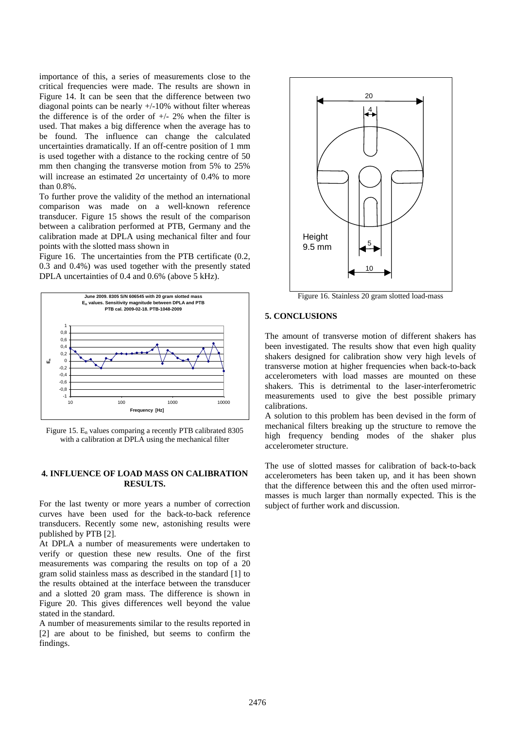importance of this, a series of measurements close to the critical frequencies were made. The results are shown in Figure 14. It can be seen that the difference between two diagonal points can be nearly +/-10% without filter whereas the difference is of the order of +/- 2% when the filter is used. That makes a big difference when the average has to be found. The influence can change the calculated uncertainties dramatically. If an off-centre position of 1 mm is used together with a distance to the rocking centre of 50 mm then changing the transverse motion from 5% to 25% will increase an estimated $2\sigma$ uncertainty of 0.4% to more than 0.8%.

To further prove the validity of the method an international comparison was made on a well-known reference transducer. Figure 15 shows the result of the comparison between a calibration performed at PTB, Germany and the calibration made at DPLA using mechanical filter and four points with the slotted mass shown in Figure 16. The uncertainties from the PTB certificate (0.2, 0.3 and 0.4%) was used together with the presently stated DPLA uncertainties of 0.4 and 0.6% (above 5 kHz).

Figure 15. $E_n$ values comparing a recently PTB calibrated 8305 with a calibration at DPLA using the mechanical filter

## 4. INFLUENCE OF LOAD MASS ON CALIBRATION RESULTS.

For the last twenty or more years a number of correction curves have been used for the back-to-back reference transducers. Recently some new, astonishing results were published by PTB [2].

At DPLA a number of measurements were undertaken to verify or question these new results. One of the first measurements was comparing the results on top of a 20 gram solid stainless mass as described in the standard [1] to the results obtained at the interface between the transducer and a slotted 20 gram mass. The difference is shown in Figure 20. This gives differences well beyond the value stated in the standard.

A number of measurements similar to the results reported in [2] are about to be finished, but seems to confirm the findings.

Figure 16. Stainless 20 gram slotted load-mass

## 5. CONCLUSIONS

The amount of transverse motion of different shakers has been investigated. The results show that even high quality shakers designed for calibration show very high levels of transverse motion at higher frequencies when back-to-back accelerometers with load masses are mounted on these shakers. This is detrimental to the laser-interferometric measurements used to give the best possible primary calibrations.

A solution to this problem has been devised in the form of mechanical filters breaking up the structure to remove the high frequency bending modes of the shaker plus accelerometer structure.

The use of slotted masses for calibration of back-to-back accelerometers has been taken up, and it has been shown that the difference between this and the often used mirror-masses is much larger than normally expected. This is the subject of further work and discussion.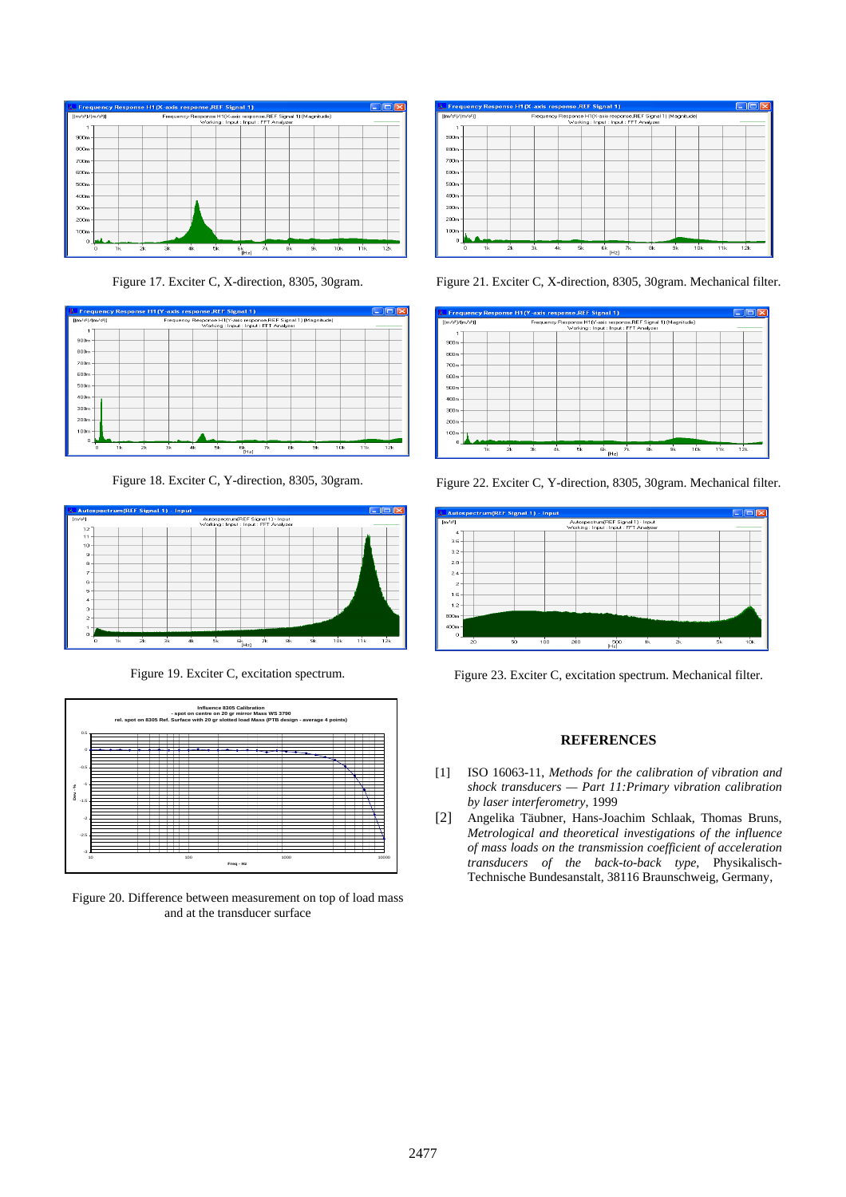Figure 17. Exciter C, X-direction, 8305, 30gram.

Figure 18. Exciter C, Y-direction, 8305, 30gram.

Figure 19. Exciter C, excitation spectrum.

Figure 20. Difference between measurement on top of load mass and at the transducer surface

Figure 21. Exciter C, X-direction, 8305, 30gram. Mechanical filter.

Figure 22. Exciter C, Y-direction, 8305, 30gram. Mechanical filter.

Figure 23. Exciter C, excitation spectrum. Mechanical filter.

## REFERENCES

[1] ISO 16063-11, *Methods for the calibration of vibration and shock transducers — Part 11:Primary vibration calibration by laser interferometry*, 1999

[2] Angelika Täubner, Hans-Joachim Schlaak, Thomas Bruns, *Metrological and theoretical investigations of the influence of mass loads on the transmission coefficient of acceleration transducers of the back-to-back type*, Physikalisch-Technische Bundesanstalt, 38116 Braunschweig, Germany,